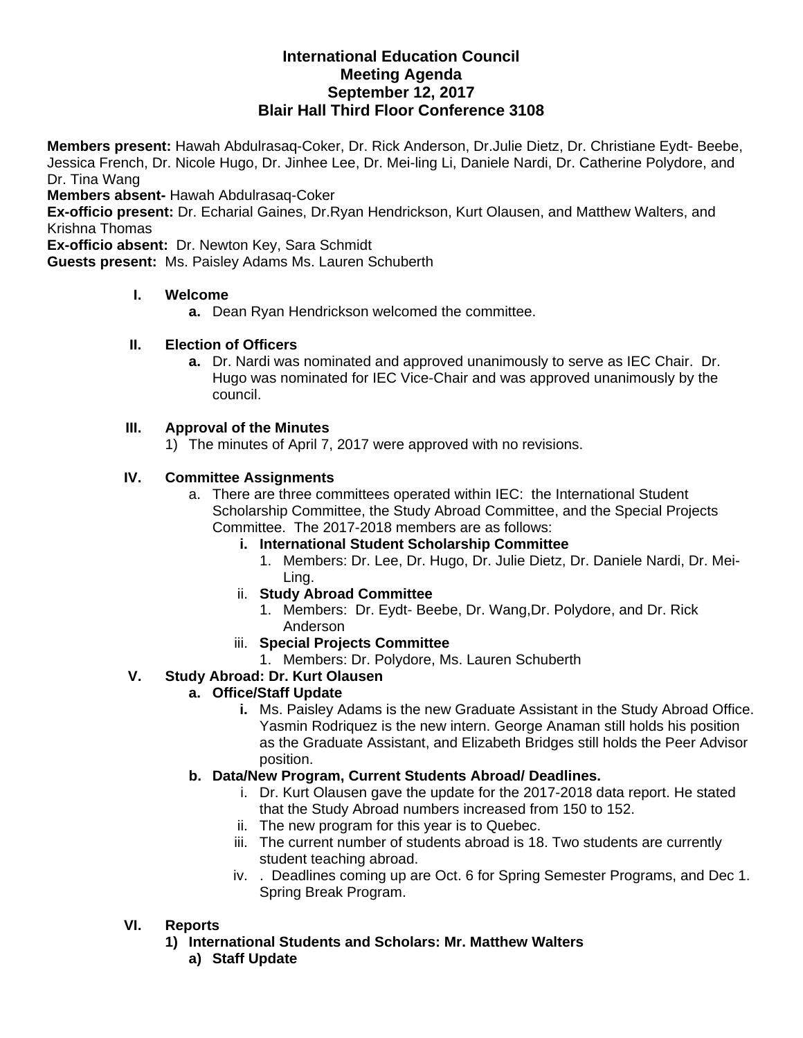# International Education Council
## Meeting Agenda
## September 12, 2017
## Blair Hall Third Floor Conference 3108

**Members present:** Hawah Abdulrasaq-Coker, Dr. Rick Anderson, Dr.Julie Dietz, Dr. Christiane Eydt- Beebe, Jessica French, Dr. Nicole Hugo, Dr. Jinhee Lee, Dr. Mei-ling Li, Daniele Nardi, Dr. Catherine Polydore, and Dr. Tina Wang
**Members absent-** Hawah Abdulrasaq-Coker
**Ex-officio present:** Dr. Echarial Gaines, Dr.Ryan Hendrickson, Kurt Olausen, and Matthew Walters, and Krishna Thomas
**Ex-officio absent:** Dr. Newton Key, Sara Schmidt
**Guests present:** Ms. Paisley Adams Ms. Lauren Schuberth

**I. Welcome**

- **a.** Dean Ryan Hendrickson welcomed the committee.

**II. Election of Officers**

- **a.** Dr. Nardi was nominated and approved unanimously to serve as IEC Chair. Dr. Hugo was nominated for IEC Vice-Chair and was approved unanimously by the council.

**III. Approval of the Minutes**

1) The minutes of April 7, 2017 were approved with no revisions.

**IV. Committee Assignments**

- a. There are three committees operated within IEC: the International Student Scholarship Committee, the Study Abroad Committee, and the Special Projects Committee. The 2017-2018 members are as follows:
  - **i. International Student Scholarship Committee**
    1. Members: Dr. Lee, Dr. Hugo, Dr. Julie Dietz, Dr. Daniele Nardi, Dr. Mei-Ling.
  - ii. **Study Abroad Committee**
    1. Members: Dr. Eydt- Beebe, Dr. Wang,Dr. Polydore, and Dr. Rick Anderson
  - iii. **Special Projects Committee**
    1. Members: Dr. Polydore, Ms. Lauren Schuberth

**V. Study Abroad: Dr. Kurt Olausen**

- **a. Office/Staff Update**
  - **i.** Ms. Paisley Adams is the new Graduate Assistant in the Study Abroad Office. Yasmin Rodriquez is the new intern. George Anaman still holds his position as the Graduate Assistant, and Elizabeth Bridges still holds the Peer Advisor position.
- **b. Data/New Program, Current Students Abroad/ Deadlines.**
  - i. Dr. Kurt Olausen gave the update for the 2017-2018 data report. He stated that the Study Abroad numbers increased from 150 to 152.
  - ii. The new program for this year is to Quebec.
  - iii. The current number of students abroad is 18. Two students are currently student teaching abroad.
  - iv. . Deadlines coming up are Oct. 6 for Spring Semester Programs, and Dec 1. Spring Break Program.

**VI. Reports**

1) **International Students and Scholars: Mr. Matthew Walters**
   a) **Staff Update**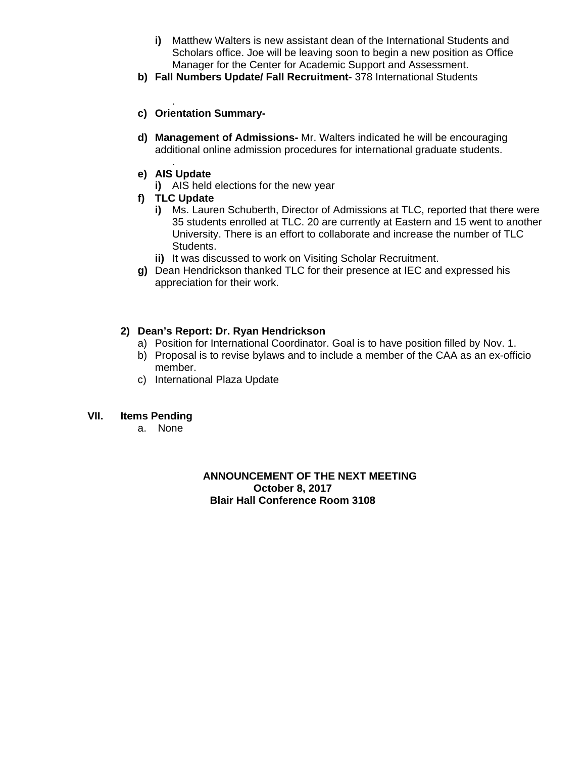- **i)** Matthew Walters is new assistant dean of the International Students and Scholars office. Joe will be leaving soon to begin a new position as Office Manager for the Center for Academic Support and Assessment.

**b) Fall Numbers Update/ Fall Recruitment-** 378 International Students

.

**c) Orientation Summary-**

**d) Management of Admissions-** Mr. Walters indicated he will be encouraging additional online admission procedures for international graduate students.

.

**e) AIS Update**

- **i)** AIS held elections for the new year

**f) TLC Update**

- **i)** Ms. Lauren Schuberth, Director of Admissions at TLC, reported that there were 35 students enrolled at TLC. 20 are currently at Eastern and 15 went to another University. There is an effort to collaborate and increase the number of TLC Students.
- **ii)** It was discussed to work on Visiting Scholar Recruitment.

**g)** Dean Hendrickson thanked TLC for their presence at IEC and expressed his appreciation for their work.

**2) Dean's Report: Dr. Ryan Hendrickson**

a) Position for International Coordinator. Goal is to have position filled by Nov. 1.

b) Proposal is to revise bylaws and to include a member of the CAA as an ex-officio member.

c) International Plaza Update

## VII. Items Pending

a. None

**ANNOUNCEMENT OF THE NEXT MEETING**
**October 8, 2017**
**Blair Hall Conference Room 3108**